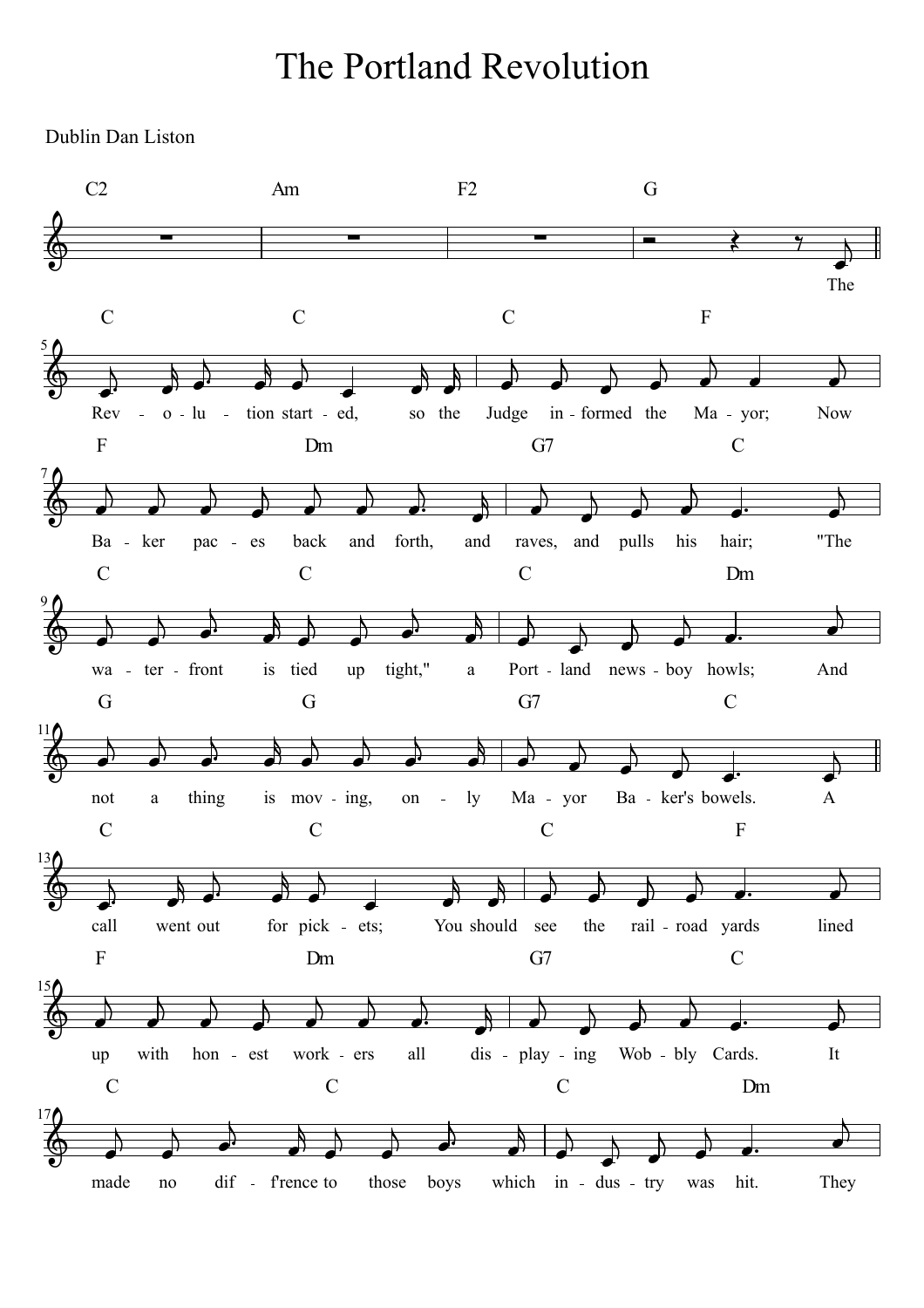# The Portland Revolution

Dublin Dan Liston

C2 Am F2 G

The

C C C F

Rev - o - lu - tion start - ed, so the Judge in - formed the Ma - yor; Now

F Dm G7 C

Ba - ker pac - es back and forth, and raves, and pulls his hair; "The

C C C Dm

wa - ter - front is tied up tight," a Port - land news - boy howls; And

G G G7 C

not a thing is mov - ing, on - ly Ma - yor Ba - ker's bowels. A

C C C F

call went out for pick - ets; You should see the rail - road yards lined

F Dm G7 C

up with hon - est work - ers all dis - play - ing Wob - bly Cards. It

C C C Dm

made no dif - f'rence to those boys which in - dus - try was hit. They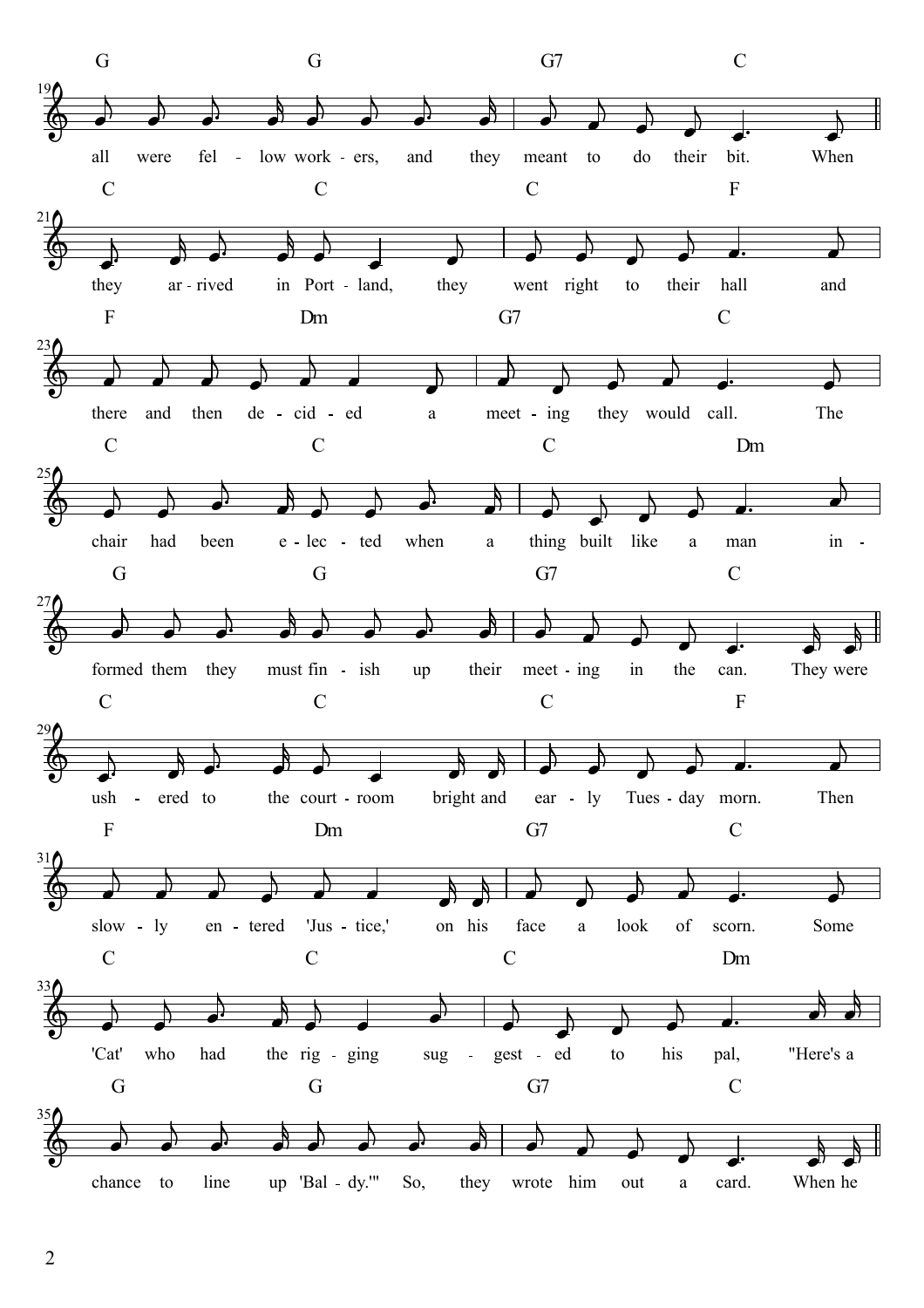all were fellow workers, and they meant to do their bit. When they arrived in Portland, they went right to their hall and there and then decided a meeting they would call. The chair had been elected when a thing built like a man informed them they must finish up their meeting in the can. They were ushered to the courtroom bright and early Tuesday morn. Then slowly entered 'Justice,' on his face a look of scorn. Some 'Cat' who had the rigging suggested to his pal, "Here's a chance to line up 'Baldy.'" So, they wrote him out a card. When he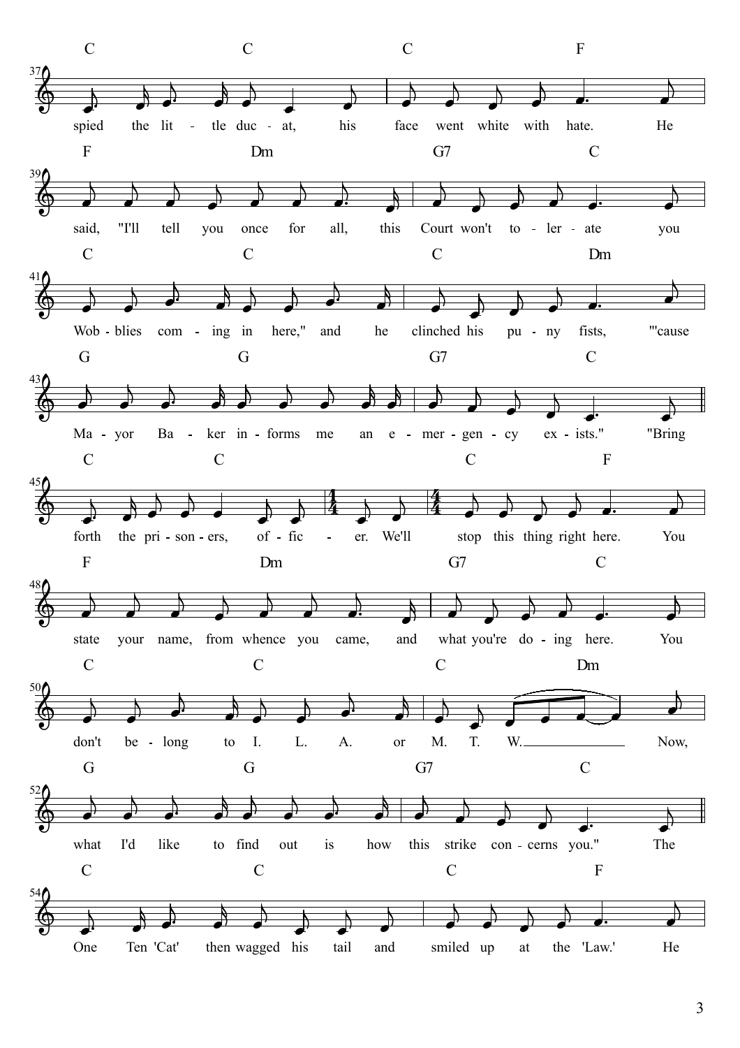spied the lit - tle duc - at, his face went white with hate. He

said, "I'll tell you once for all, this Court won't to - ler - ate you

Wob - blies com - ing in here," and he clinched his pu - ny fists, "'cause

Ma - yor Ba - ker in - forms me an e - mer - gen - cy ex - ists." "Bring

forth the pri - son - ers, of - fic - er. We'll stop this thing right here. You

state your name, from whence you came, and what you're do - ing here. You

don't be - long to I. L. A. or M. T. W. Now,

what I'd like to find out is how this strike con - cerns you." The

One Ten 'Cat' then wagged his tail and smiled up at the 'Law.' He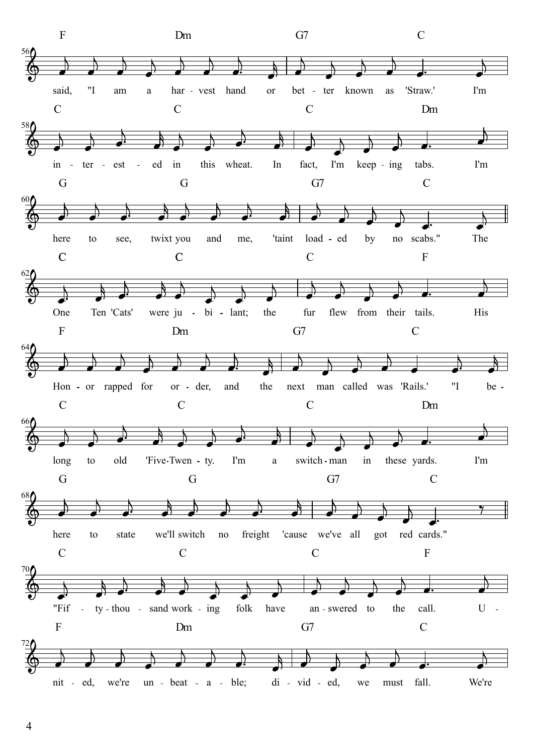F Dm G7 C

said, "I am a har - vest hand or bet - ter known as 'Straw.' I'm

C C C Dm

in - ter - est - ed in this wheat. In fact, I'm keep - ing tabs. I'm

G G G7 C

here to see, twixt you and me, 'taint load - ed by no scabs." The

C C C F

One Ten 'Cats' were ju - bi - lant; the fur flew from their tails. His

F Dm G7 C

Hon - or rapped for or - der, and the next man called was 'Rails.' "I be -

C C C Dm

long to old 'Five-Twen - ty. I'm a switch - man in these yards. I'm

G G G7 C

here to state we'll switch no freight 'cause we've all got red cards."

C C C F

"Fif - ty - thou - sand work - ing folk have an - swered to the call. U -

F Dm G7 C

nit - ed, we're un - beat - a - ble; di - vid - ed, we must fall. We're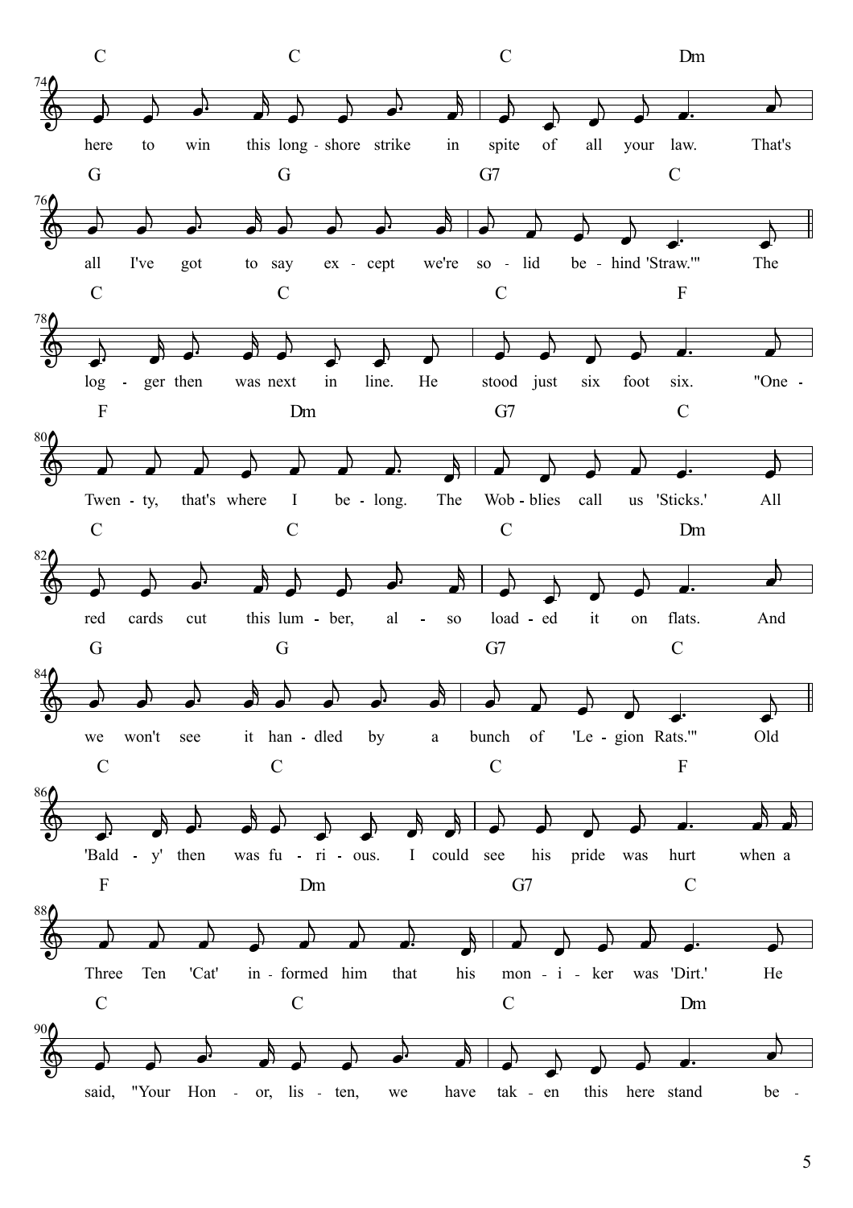74
C C C Dm
here to win this long - shore strike in spite of all your law. That's

76
G G G7 C
all I've got to say ex - cept we're so - lid be - hind 'Straw.'" The

78
C C C F
log - ger then was next in line. He stood just six foot six. "One -

80
F Dm G7 C
Twen - ty, that's where I be - long. The Wob - blies call us 'Sticks.' All

82
C C C Dm
red cards cut this lum - ber, al - so load - ed it on flats. And

84
G G G7 C
we won't see it han - dled by a bunch of 'Le - gion Rats.'" Old

86
C C C F
'Bald - y' then was fu - ri - ous. I could see his pride was hurt when a

88
F Dm G7 C
Three Ten 'Cat' in - formed him that his mon - i - ker was 'Dirt.' He

90
C C C Dm
said, "Your Hon - or, lis - ten, we have tak - en this here stand be -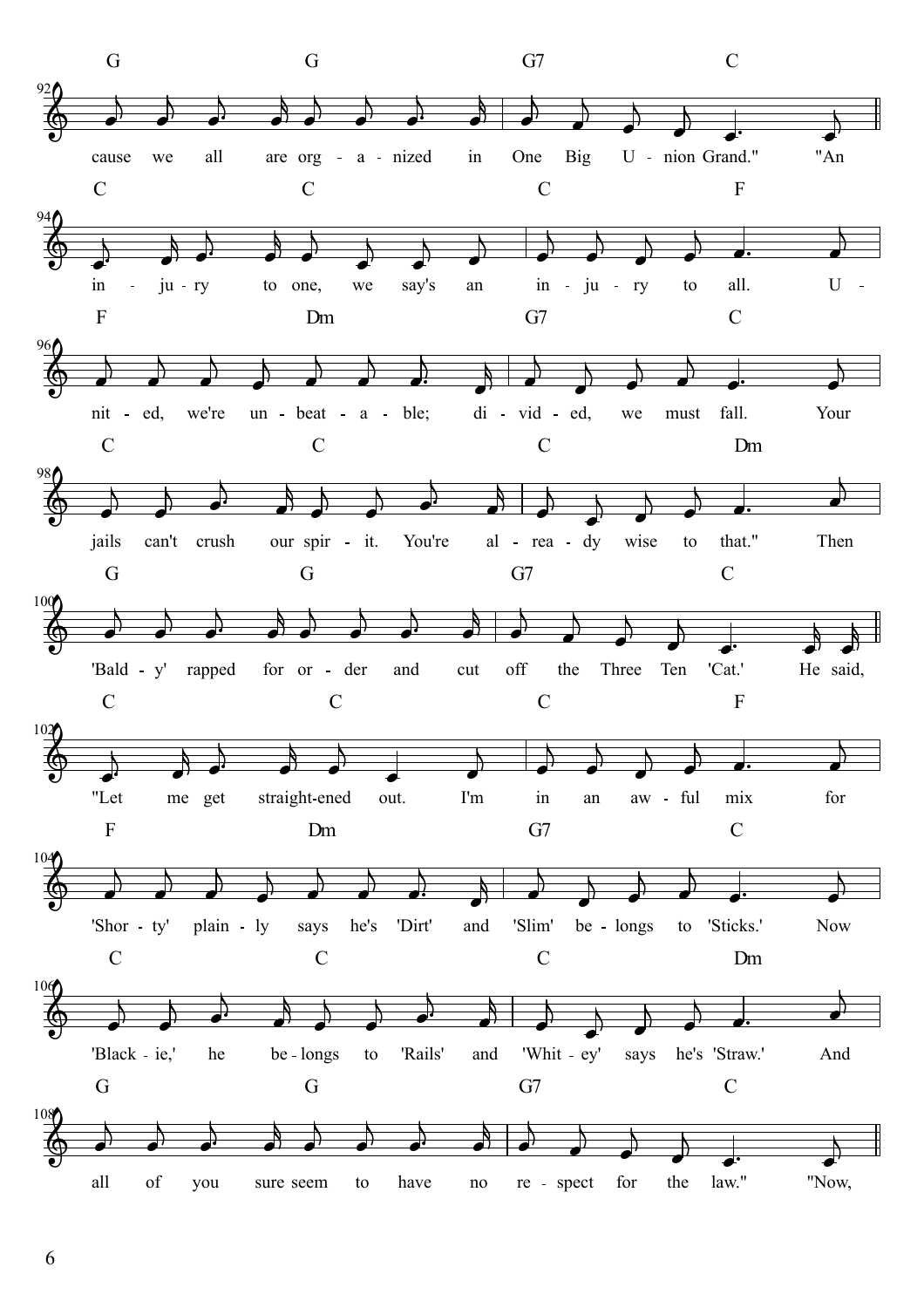92

G G G7 C

cause we all are org - a - nized in One Big U - nion Grand." "An

94

C C C F

in - ju - ry to one, we say's an in - ju - ry to all. U -

96

F Dm G7 C

nit - ed, we're un - beat - a - ble; di - vid - ed, we must fall. Your

98

C C C Dm

jails can't crush our spir - it. You're al - rea - dy wise to that." Then

100

G G G7 C

'Bald - y' rapped for or - der and cut off the Three Ten 'Cat.' He said,

102

C C C F

"Let me get straight-ened out. I'm in an aw - ful mix for

104

F Dm G7 C

'Shor - ty' plain - ly says he's 'Dirt' and 'Slim' be - longs to 'Sticks.' Now

106

C C C Dm

'Black - ie,' he be - longs to 'Rails' and 'Whit - ey' says he's 'Straw.' And

108

G G G7 C

all of you sure seem to have no re - spect for the law." "Now,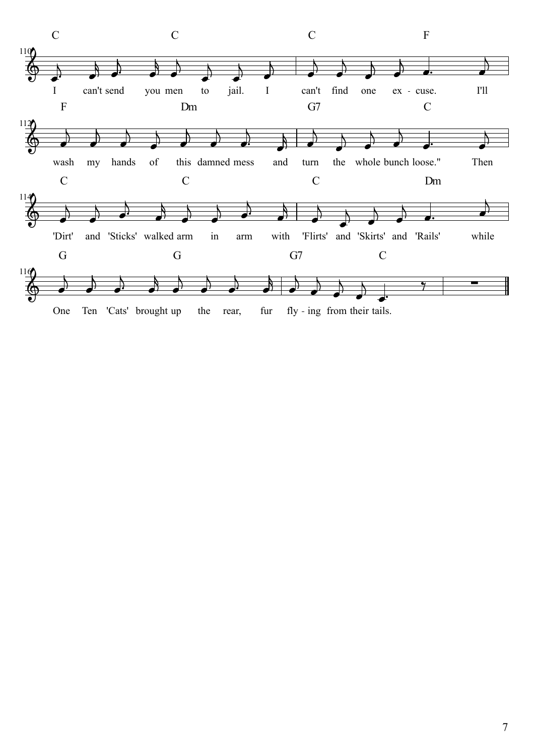110

C C C F

I can't send you men to jail. I can't find one ex - cuse. I'll

112

F Dm G7 C

wash my hands of this damned mess and turn the whole bunch loose." Then

114

C C C Dm

'Dirt' and 'Sticks' walked arm in arm with 'Flirts' and 'Skirts' and 'Rails' while

116

G G G7 C

One Ten 'Cats' brought up the rear, fur fly - ing from their tails.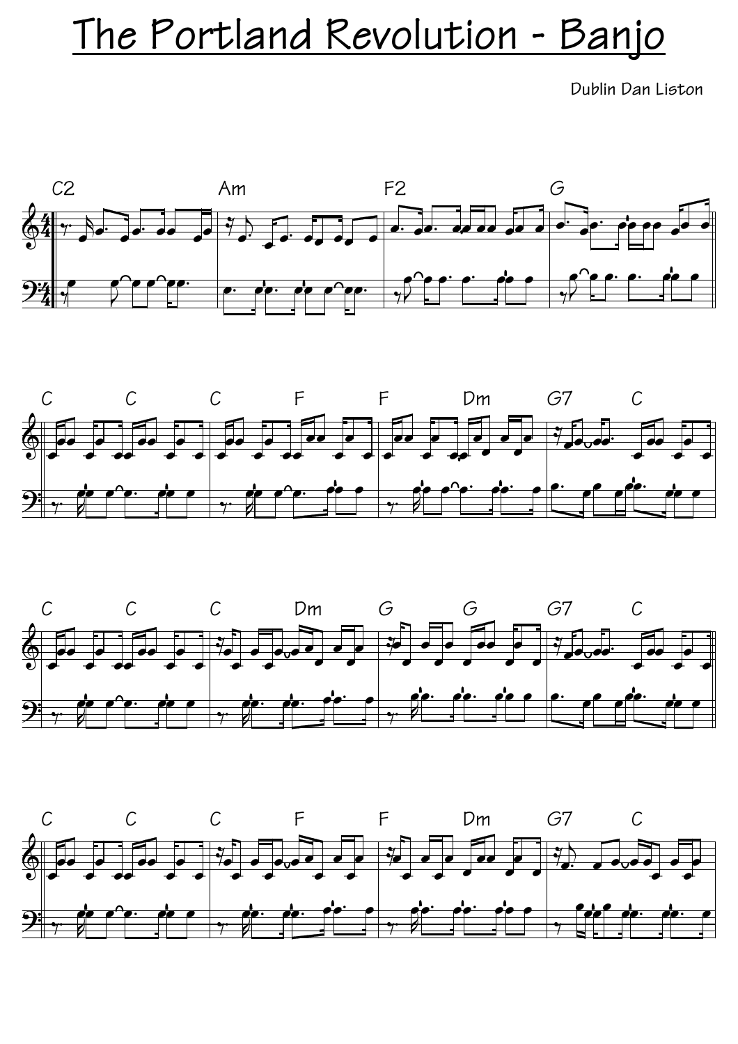# The Portland Revolution - Banjo

Dublin Dan Liston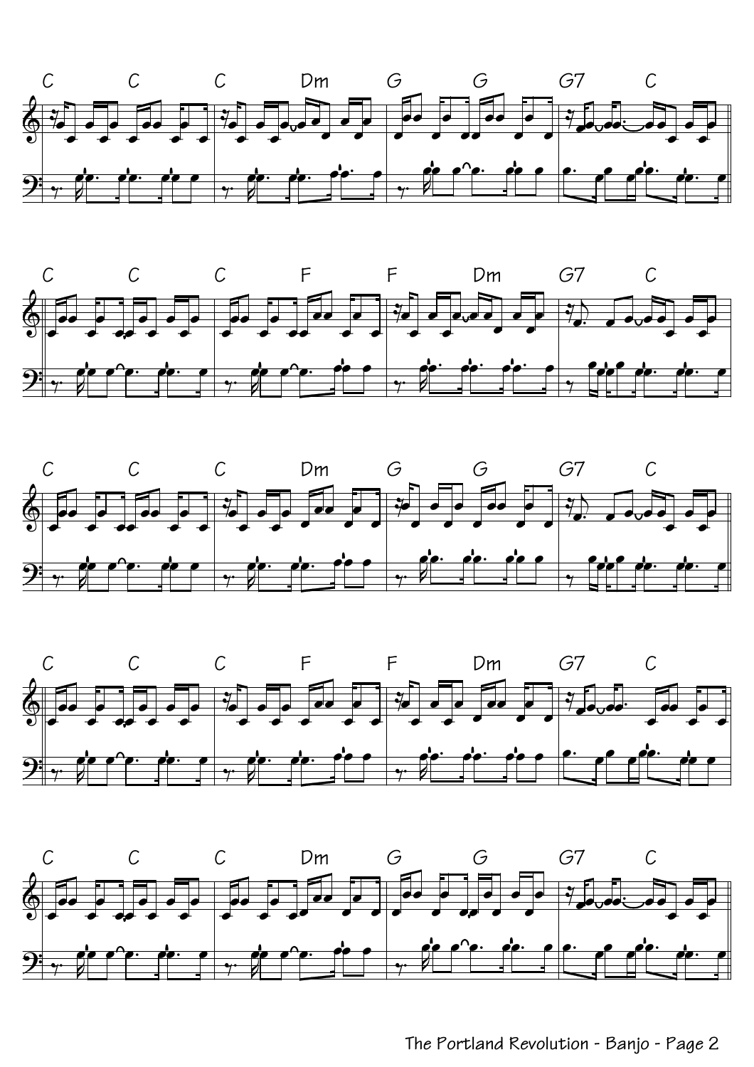C C C Dm G G G7 C

C C C F F Dm G7 C

C C C Dm G G G7 C

C C C F F Dm G7 C

C C C Dm G G G7 C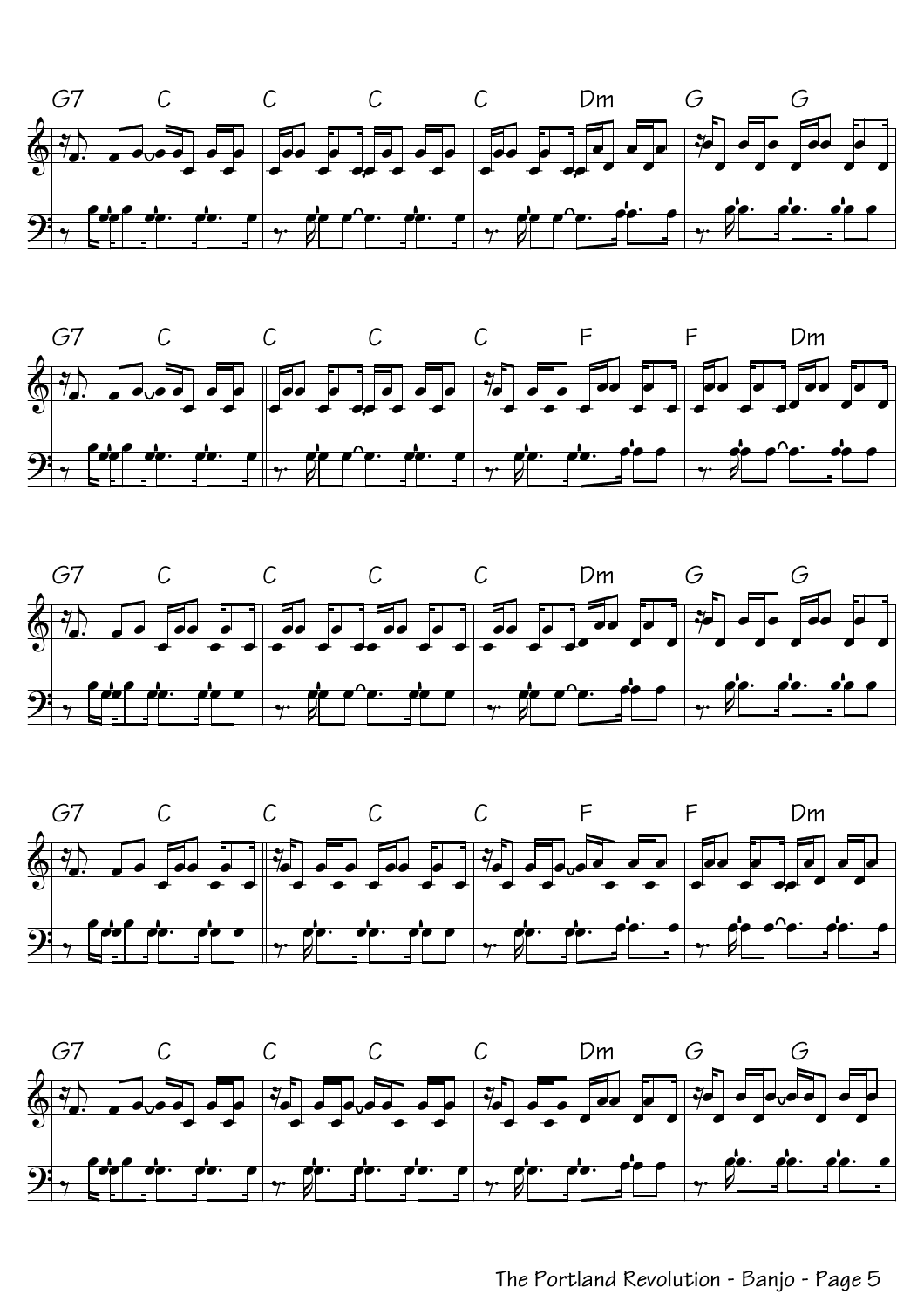G7 C C C C Dm G G

G7 C C C C F F Dm

G7 C C C C Dm G G

G7 C C C C F F Dm

G7 C C C C Dm G G

The Portland Revolution - Banjo - Page 5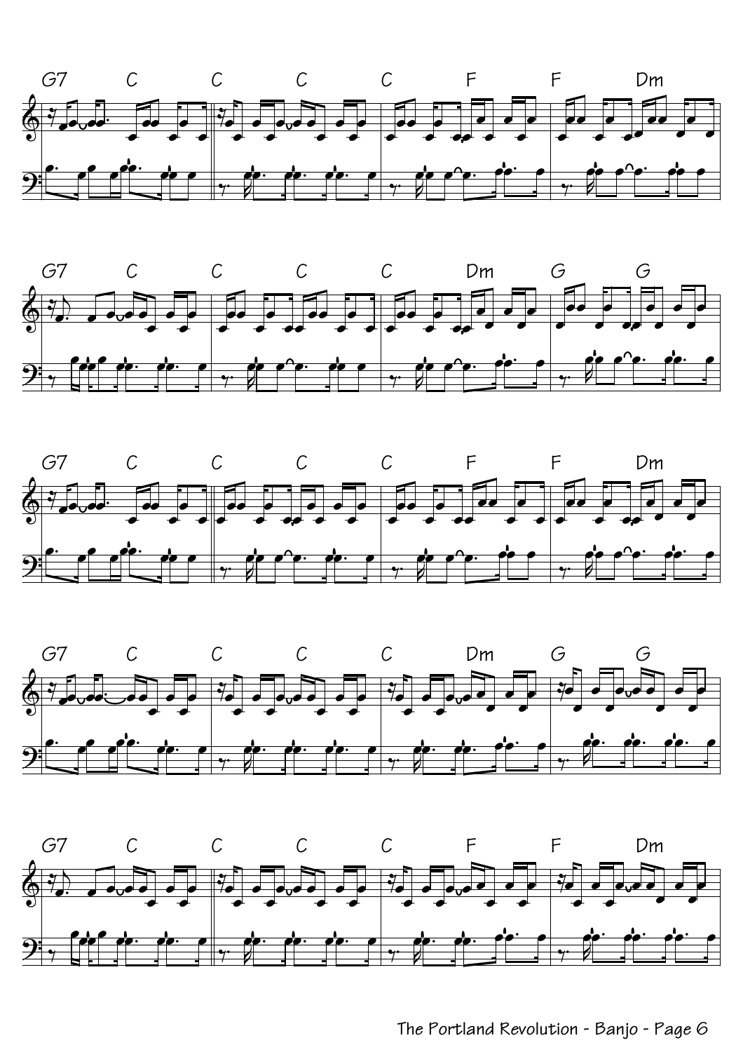G7 C C C C F F Dm

G7 C C C C Dm G G

G7 C C C C F F Dm

G7 C C C C Dm G G

G7 C C C C F F Dm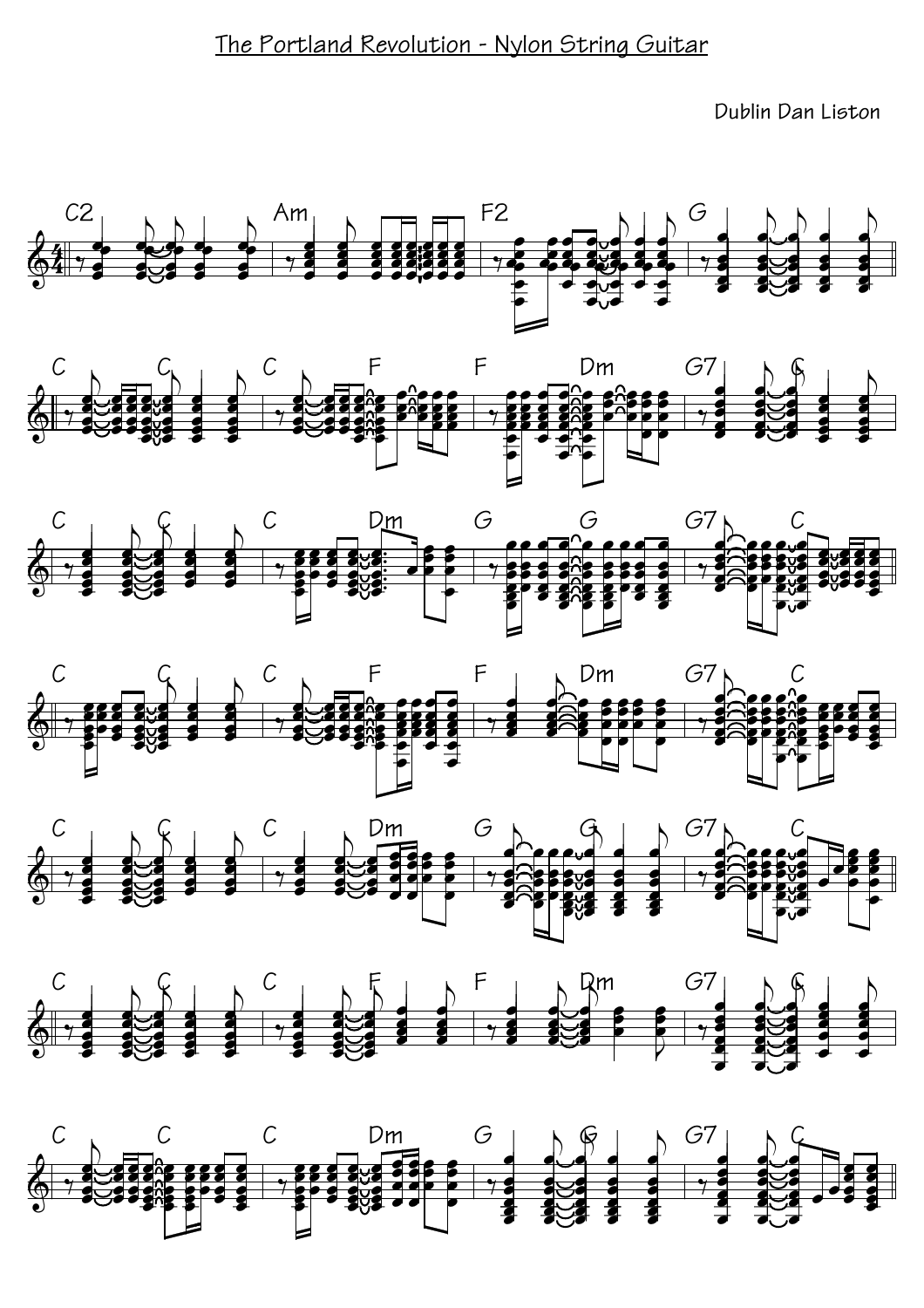# The Portland Revolution - Nylon String Guitar

Dublin Dan Liston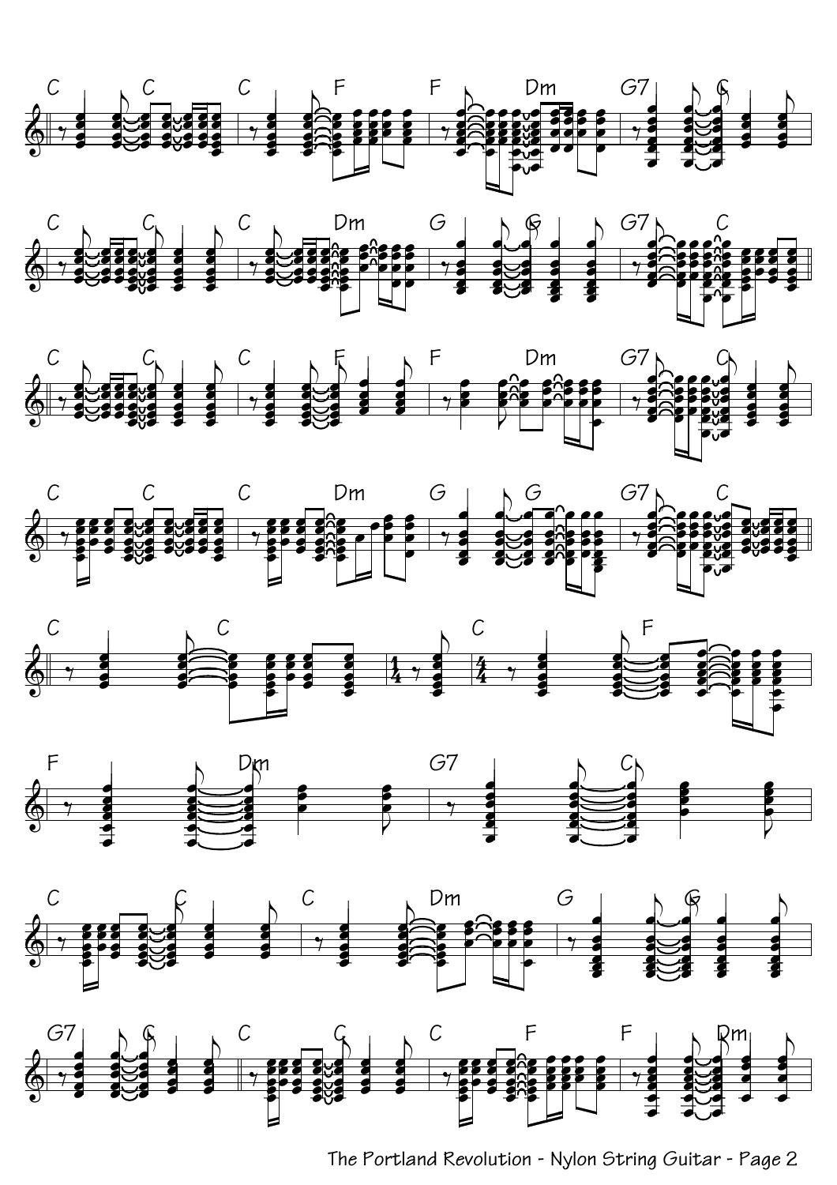C C | C F | F Dm | G7 C

C C | C Dm | G G | G7 C

C C | C F | F Dm | G7 C

C C | C Dm | G G | G7 C

C C | 1/4 | 4/4 C F

F Dm | G7 C

C C | C Dm | G G

G7 C || C C | C F | F Dm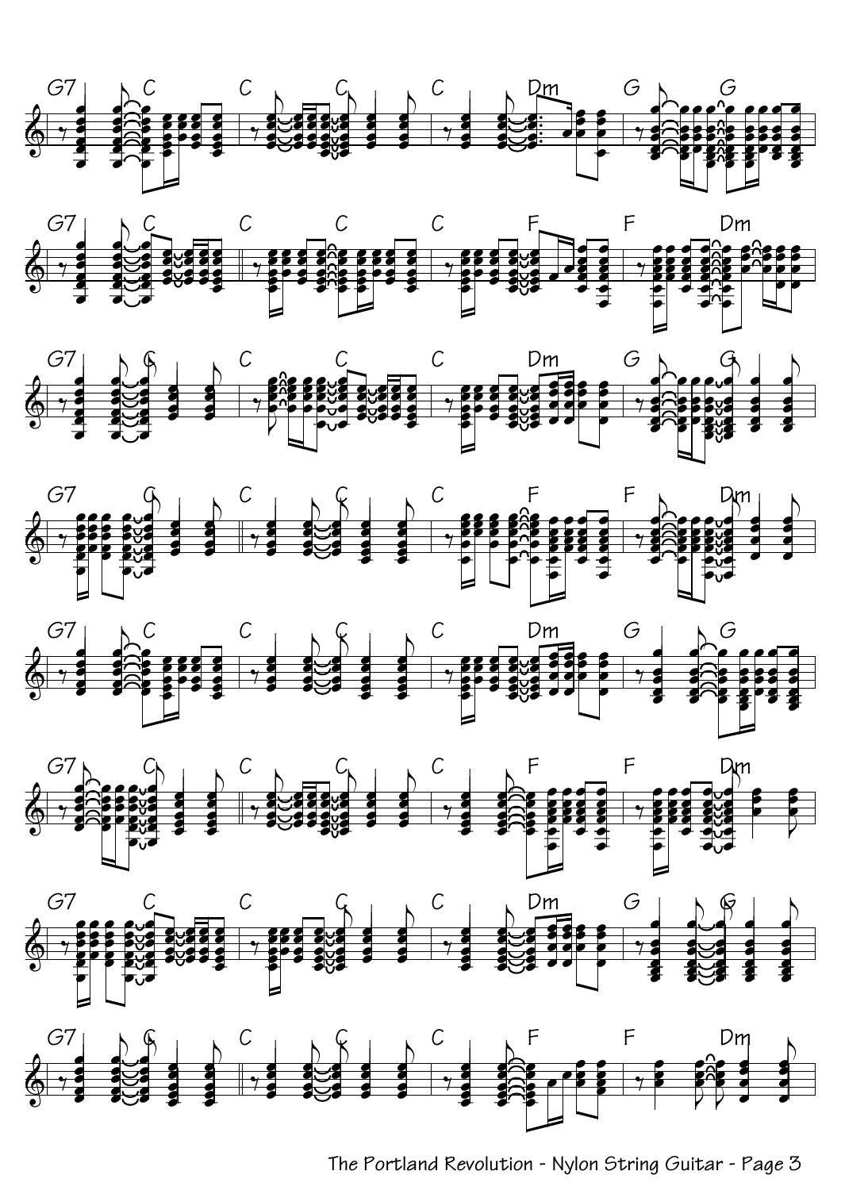G7 C C C C Dm G G

G7 C C C C F F Dm

G7 C C C C Dm G G

G7 C C C C F F Dm

G7 C C C C Dm G G

G7 C C C C F F Dm

G7 C C C C Dm G G

G7 C C C C F F Dm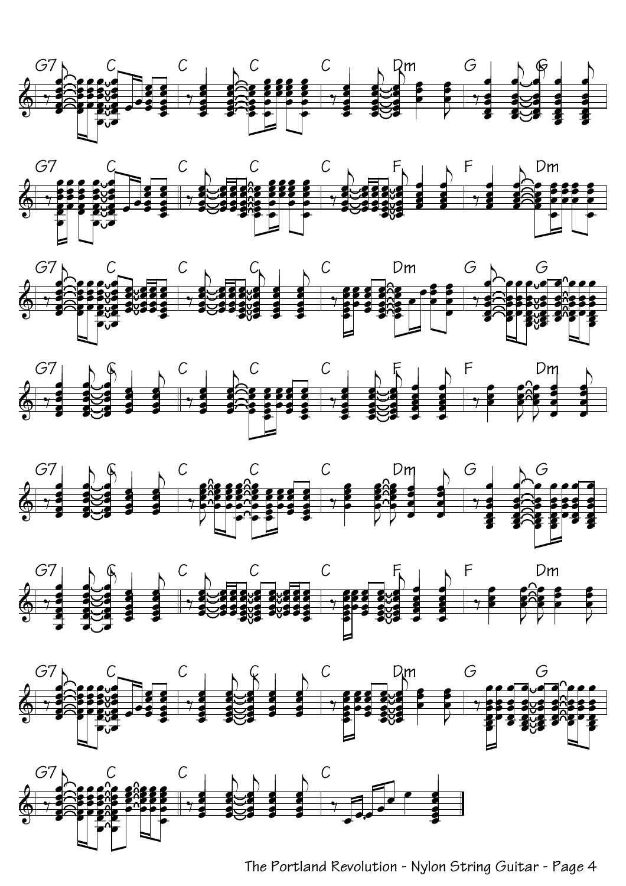| G7 | C | C | C | C | Dm | G | G |
|---|---|---|---|---|---|---|---|
| G7 | C | C | C | C | F | F | Dm |
| G7 | C | C | C | C | Dm | G | G |
| G7 | C | C | C | C | F | F | Dm |
| G7 | C | C | C | C | Dm | G | G |
| G7 | C | C | C | C | F | F | Dm |
| G7 | C | C | C | C | Dm | G | G |
| G7 | C | C | | C | | | |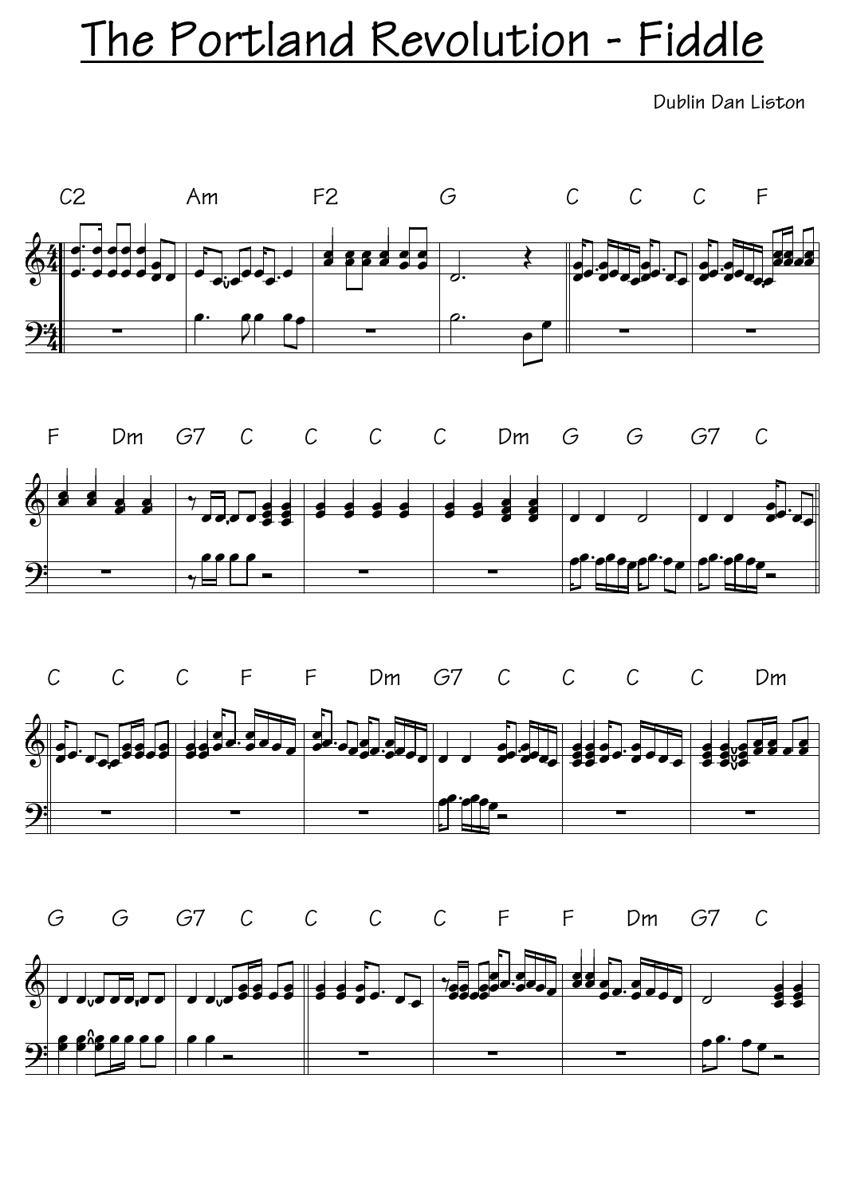# The Portland Revolution - Fiddle

Dublin Dan Liston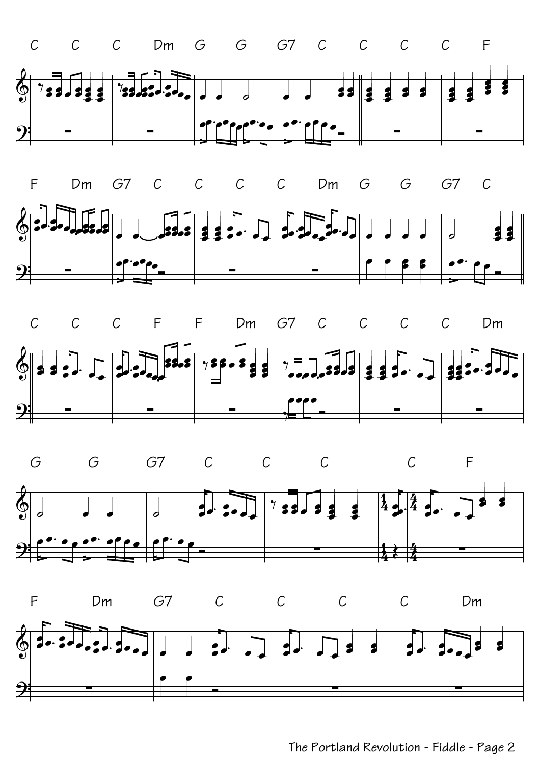C C C Dm G G G7 C C C C F

F Dm G7 C C C C Dm G G G7 C

C C C F F Dm G7 C C C C Dm

G G G7 C C C C F

F Dm G7 C C C C Dm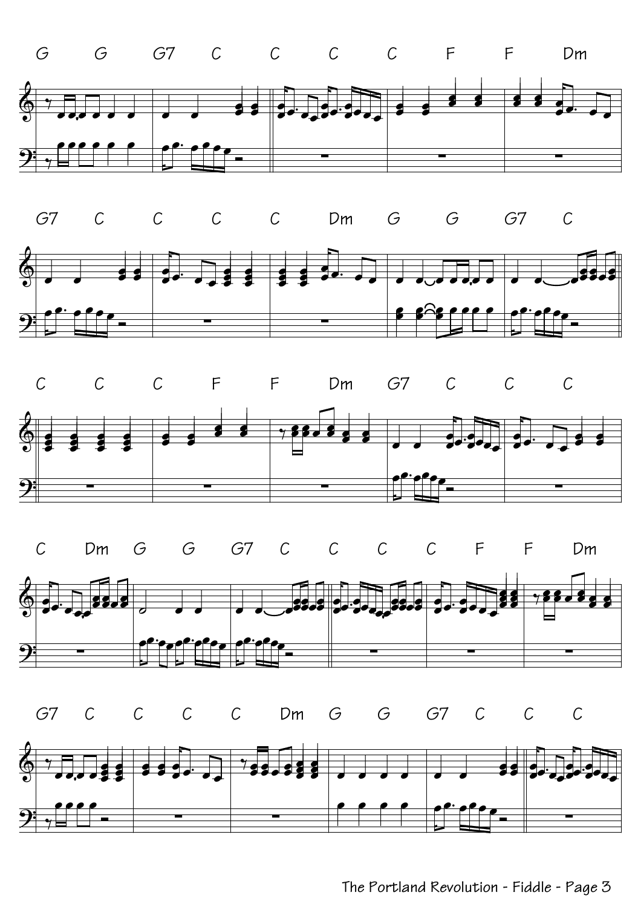G G G7 C C C C F F Dm

G7 C C C C Dm G G G7 C

C C C F F Dm G7 C C C

C Dm G G G7 C C C C F F Dm

G7 C C C C Dm G G G7 C C C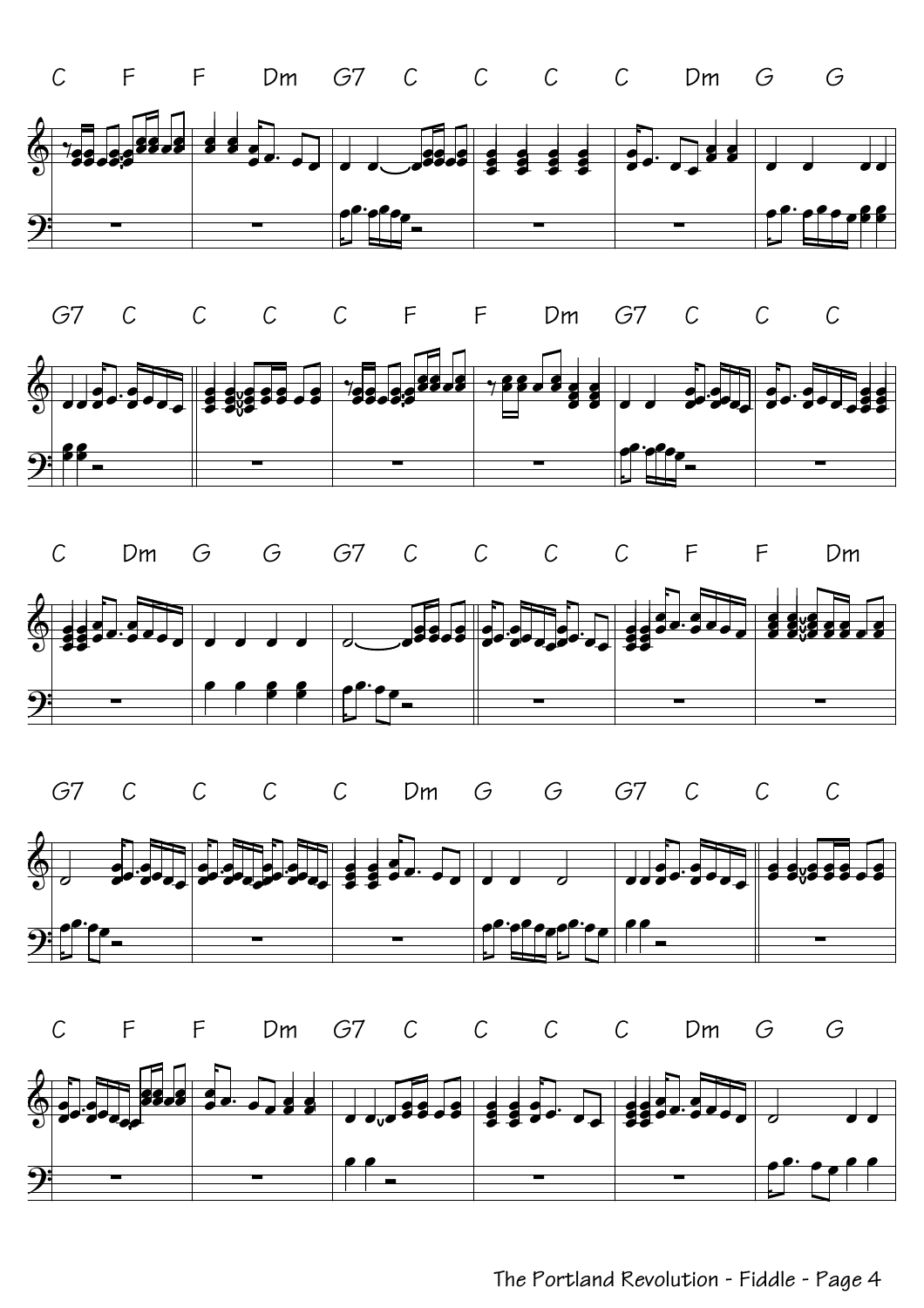C F F Dm G7 C C C C Dm G G

G7 C C C C F F Dm G7 C C C

C Dm G G G7 C C C C F F Dm

G7 C C C C Dm G G G7 C C C

C F F Dm G7 C C C C Dm G G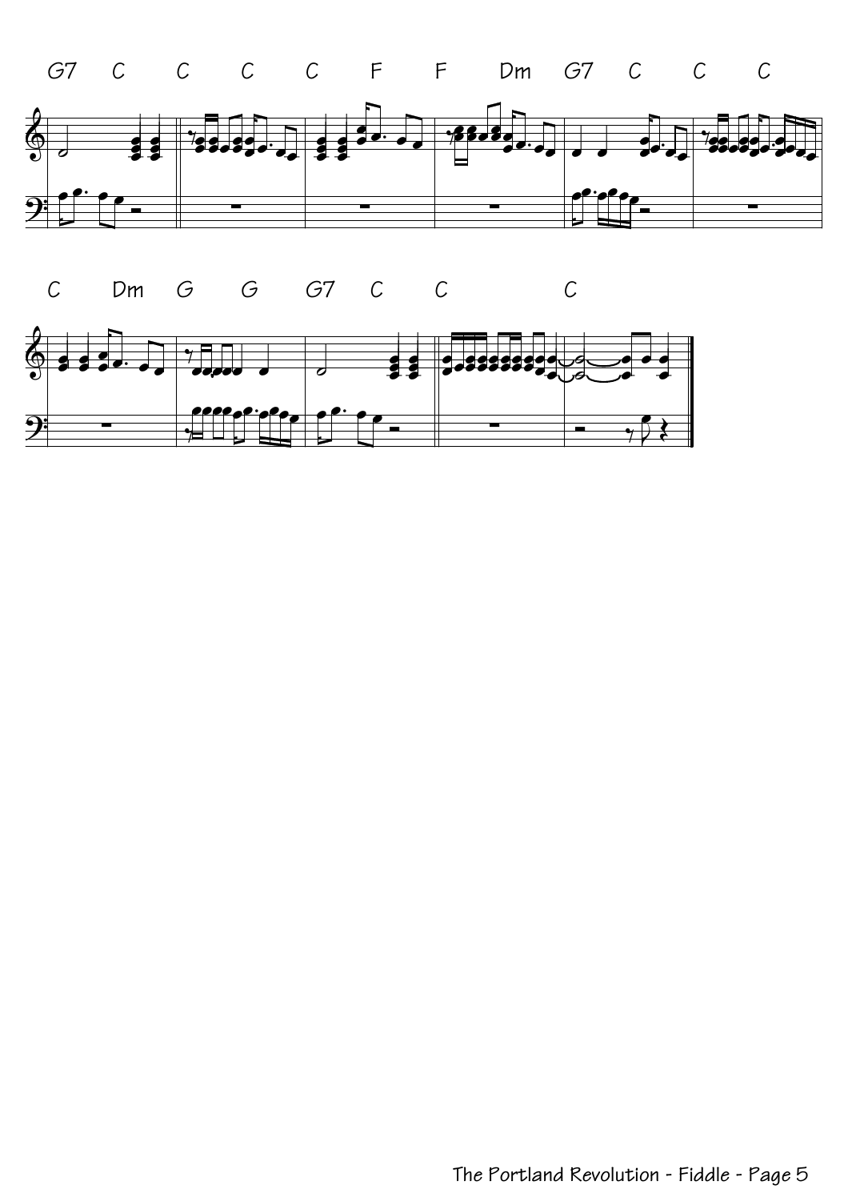G7 C C C C F F Dm G7 C C C

C Dm G G G7 C C C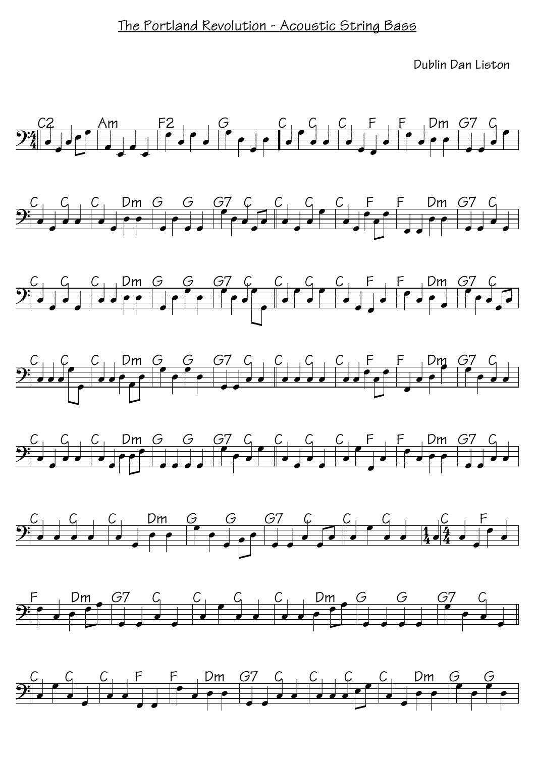# The Portland Revolution - Acoustic String Bass

Dublin Dan Liston